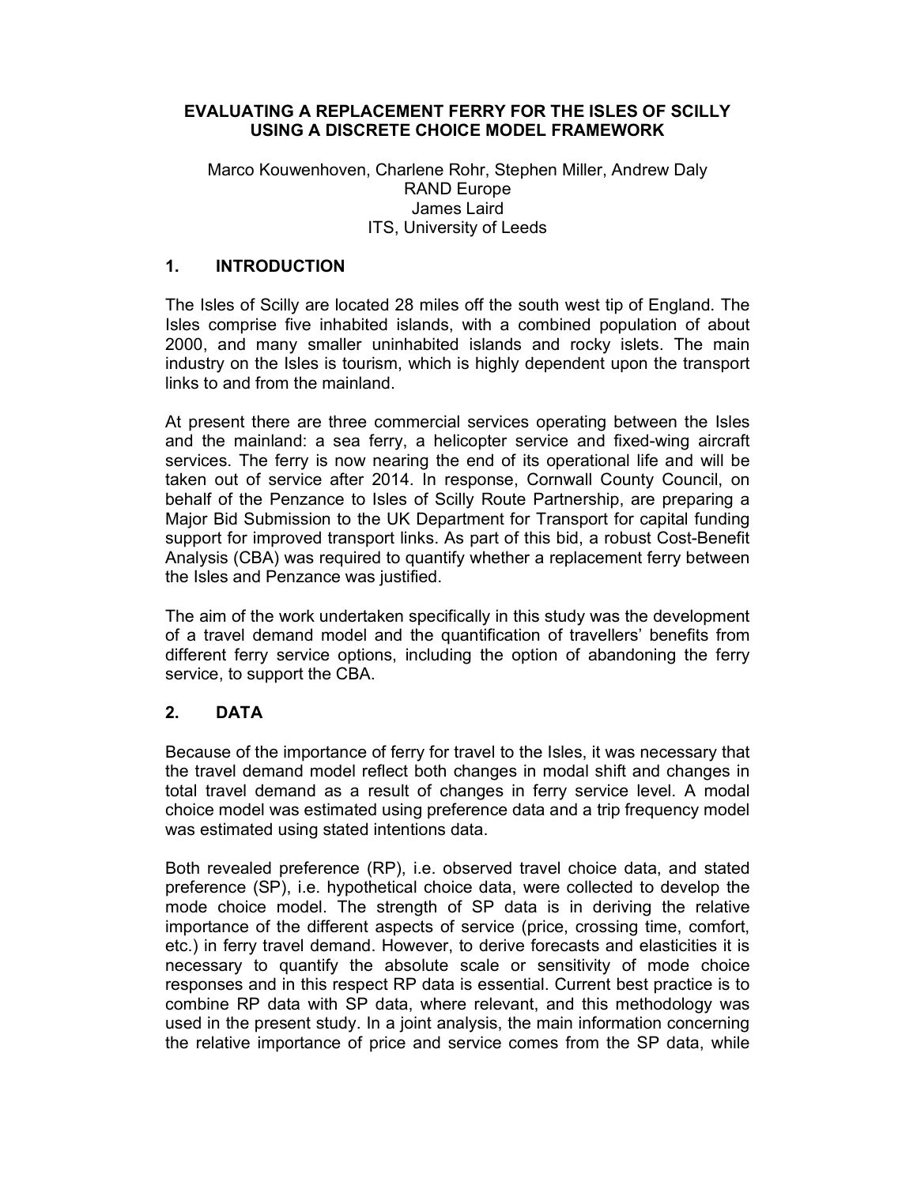# EVALUATING A REPLACEMENT FERRY FOR THE ISLES OF SCILLY USING A DISCRETE CHOICE MODEL FRAMEWORK

Marco Kouwenhoven, Charlene Rohr, Stephen Miller, Andrew Daly
RAND Europe
James Laird
ITS, University of Leeds

## 1. INTRODUCTION

The Isles of Scilly are located 28 miles off the south west tip of England. The Isles comprise five inhabited islands, with a combined population of about 2000, and many smaller uninhabited islands and rocky islets. The main industry on the Isles is tourism, which is highly dependent upon the transport links to and from the mainland.

At present there are three commercial services operating between the Isles and the mainland: a sea ferry, a helicopter service and fixed-wing aircraft services. The ferry is now nearing the end of its operational life and will be taken out of service after 2014. In response, Cornwall County Council, on behalf of the Penzance to Isles of Scilly Route Partnership, are preparing a Major Bid Submission to the UK Department for Transport for capital funding support for improved transport links. As part of this bid, a robust Cost-Benefit Analysis (CBA) was required to quantify whether a replacement ferry between the Isles and Penzance was justified.

The aim of the work undertaken specifically in this study was the development of a travel demand model and the quantification of travellers' benefits from different ferry service options, including the option of abandoning the ferry service, to support the CBA.

## 2. DATA

Because of the importance of ferry for travel to the Isles, it was necessary that the travel demand model reflect both changes in modal shift and changes in total travel demand as a result of changes in ferry service level. A modal choice model was estimated using preference data and a trip frequency model was estimated using stated intentions data.

Both revealed preference (RP), i.e. observed travel choice data, and stated preference (SP), i.e. hypothetical choice data, were collected to develop the mode choice model. The strength of SP data is in deriving the relative importance of the different aspects of service (price, crossing time, comfort, etc.) in ferry travel demand. However, to derive forecasts and elasticities it is necessary to quantify the absolute scale or sensitivity of mode choice responses and in this respect RP data is essential. Current best practice is to combine RP data with SP data, where relevant, and this methodology was used in the present study. In a joint analysis, the main information concerning the relative importance of price and service comes from the SP data, while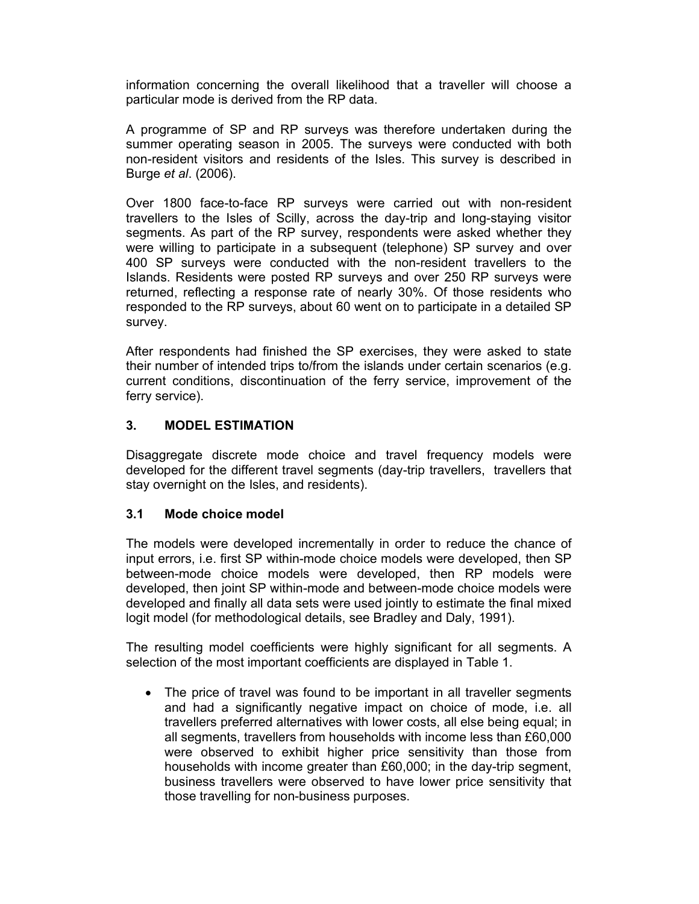information concerning the overall likelihood that a traveller will choose a particular mode is derived from the RP data.

A programme of SP and RP surveys was therefore undertaken during the summer operating season in 2005. The surveys were conducted with both non-resident visitors and residents of the Isles. This survey is described in Burge *et al*. (2006).

Over 1800 face-to-face RP surveys were carried out with non-resident travellers to the Isles of Scilly, across the day-trip and long-staying visitor segments. As part of the RP survey, respondents were asked whether they were willing to participate in a subsequent (telephone) SP survey and over 400 SP surveys were conducted with the non-resident travellers to the Islands. Residents were posted RP surveys and over 250 RP surveys were returned, reflecting a response rate of nearly 30%. Of those residents who responded to the RP surveys, about 60 went on to participate in a detailed SP survey.

After respondents had finished the SP exercises, they were asked to state their number of intended trips to/from the islands under certain scenarios (e.g. current conditions, discontinuation of the ferry service, improvement of the ferry service).

## 3. MODEL ESTIMATION

Disaggregate discrete mode choice and travel frequency models were developed for the different travel segments (day-trip travellers, travellers that stay overnight on the Isles, and residents).

### 3.1 Mode choice model

The models were developed incrementally in order to reduce the chance of input errors, i.e. first SP within-mode choice models were developed, then SP between-mode choice models were developed, then RP models were developed, then joint SP within-mode and between-mode choice models were developed and finally all data sets were used jointly to estimate the final mixed logit model (for methodological details, see Bradley and Daly, 1991).

The resulting model coefficients were highly significant for all segments. A selection of the most important coefficients are displayed in Table 1.

- The price of travel was found to be important in all traveller segments and had a significantly negative impact on choice of mode, i.e. all travellers preferred alternatives with lower costs, all else being equal; in all segments, travellers from households with income less than £60,000 were observed to exhibit higher price sensitivity than those from households with income greater than £60,000; in the day-trip segment, business travellers were observed to have lower price sensitivity that those travelling for non-business purposes.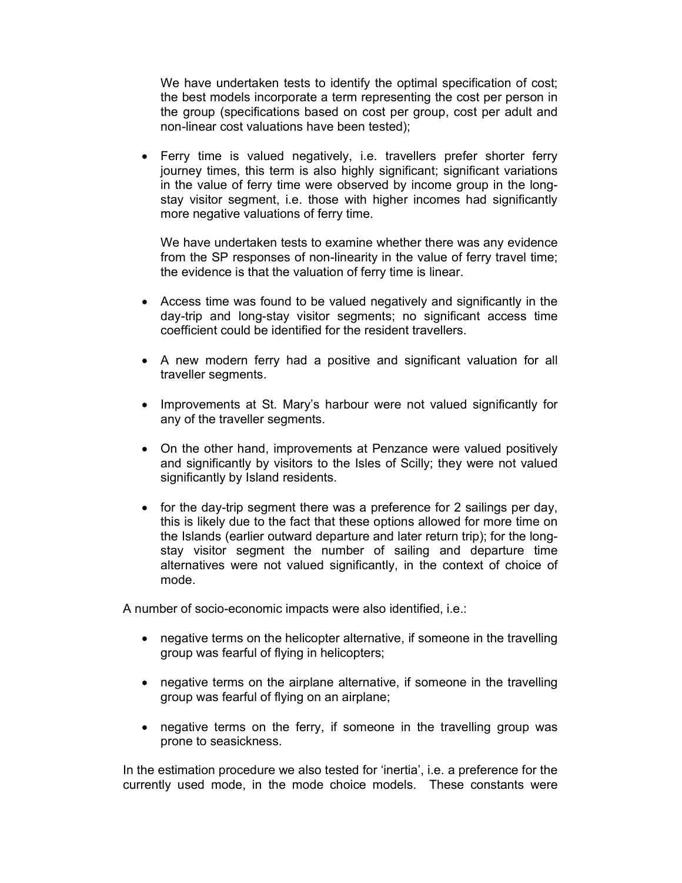We have undertaken tests to identify the optimal specification of cost; the best models incorporate a term representing the cost per person in the group (specifications based on cost per group, cost per adult and non-linear cost valuations have been tested);

- Ferry time is valued negatively, i.e. travellers prefer shorter ferry journey times, this term is also highly significant; significant variations in the value of ferry time were observed by income group in the long-stay visitor segment, i.e. those with higher incomes had significantly more negative valuations of ferry time.

  We have undertaken tests to examine whether there was any evidence from the SP responses of non-linearity in the value of ferry travel time; the evidence is that the valuation of ferry time is linear.

- Access time was found to be valued negatively and significantly in the day-trip and long-stay visitor segments; no significant access time coefficient could be identified for the resident travellers.

- A new modern ferry had a positive and significant valuation for all traveller segments.

- Improvements at St. Mary's harbour were not valued significantly for any of the traveller segments.

- On the other hand, improvements at Penzance were valued positively and significantly by visitors to the Isles of Scilly; they were not valued significantly by Island residents.

- for the day-trip segment there was a preference for 2 sailings per day, this is likely due to the fact that these options allowed for more time on the Islands (earlier outward departure and later return trip); for the long-stay visitor segment the number of sailing and departure time alternatives were not valued significantly, in the context of choice of mode.

A number of socio-economic impacts were also identified, i.e.:

- negative terms on the helicopter alternative, if someone in the travelling group was fearful of flying in helicopters;

- negative terms on the airplane alternative, if someone in the travelling group was fearful of flying on an airplane;

- negative terms on the ferry, if someone in the travelling group was prone to seasickness.

In the estimation procedure we also tested for 'inertia', i.e. a preference for the currently used mode, in the mode choice models. These constants were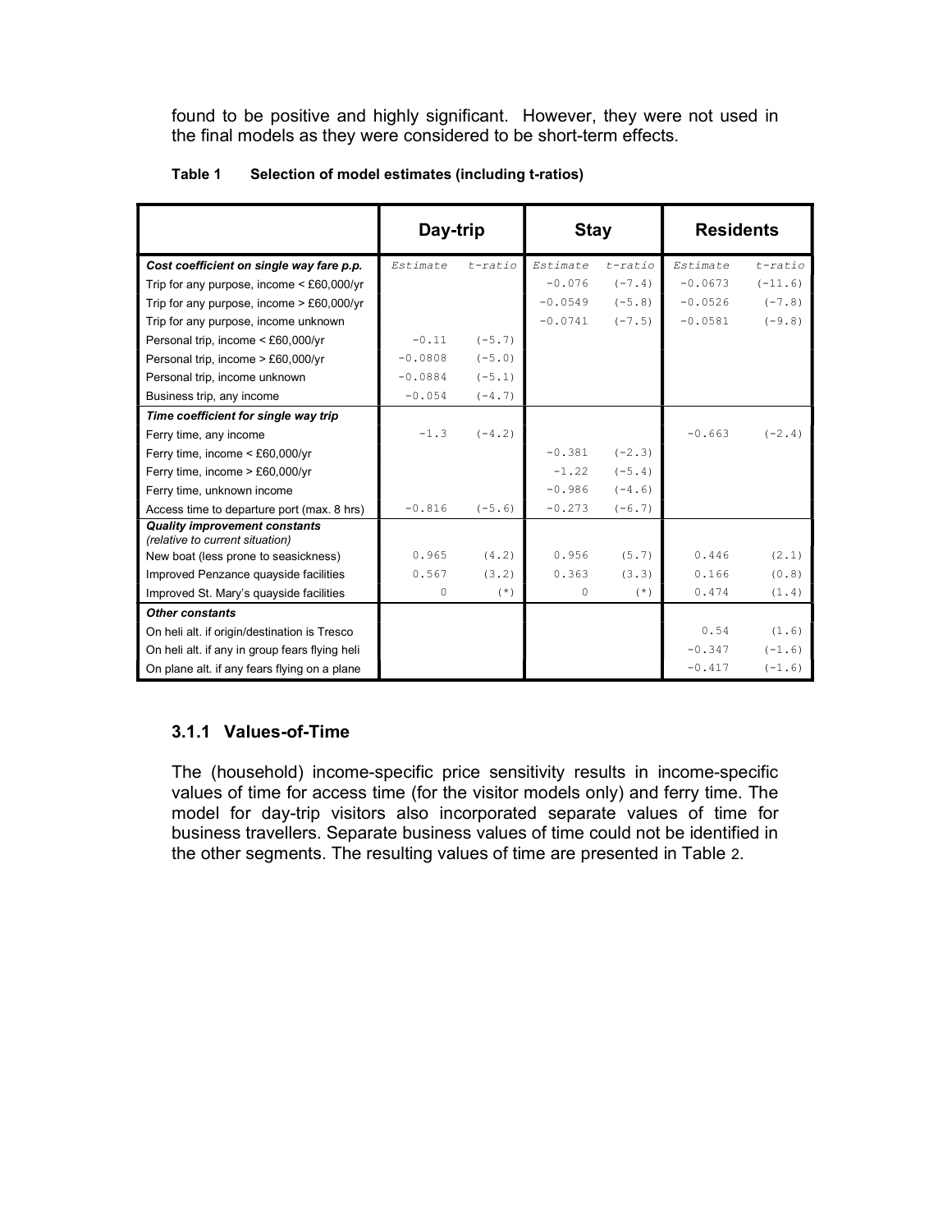found to be positive and highly significant. However, they were not used in the final models as they were considered to be short-term effects.

**Table 1 Selection of model estimates (including t-ratios)**

| | Day-trip | | Stay | | Residents | |
|---|---|---|---|---|---|---|
| ***Cost coefficient on single way fare p.p.*** | *Estimate* | *t-ratio* | *Estimate* | *t-ratio* | *Estimate* | *t-ratio* |
| Trip for any purpose, income < £60,000/yr | | | -0.076 | (-7.4) | -0.0673 | (-11.6) |
| Trip for any purpose, income > £60,000/yr | | | -0.0549 | (-5.8) | -0.0526 | (-7.8) |
| Trip for any purpose, income unknown | | | -0.0741 | (-7.5) | -0.0581 | (-9.8) |
| Personal trip, income < £60,000/yr | -0.11 | (-5.7) | | | | |
| Personal trip, income > £60,000/yr | -0.0808 | (-5.0) | | | | |
| Personal trip, income unknown | -0.0884 | (-5.1) | | | | |
| Business trip, any income | -0.054 | (-4.7) | | | | |
| ***Time coefficient for single way trip*** | | | | | | |
| Ferry time, any income | -1.3 | (-4.2) | | | -0.663 | (-2.4) |
| Ferry time, income < £60,000/yr | | | -0.381 | (-2.3) | | |
| Ferry time, income > £60,000/yr | | | -1.22 | (-5.4) | | |
| Ferry time, unknown income | | | -0.986 | (-4.6) | | |
| Access time to departure port (max. 8 hrs) | -0.816 | (-5.6) | -0.273 | (-6.7) | | |
| ***Quality improvement constants*** *(relative to current situation)* | | | | | | |
| New boat (less prone to seasickness) | 0.965 | (4.2) | 0.956 | (5.7) | 0.446 | (2.1) |
| Improved Penzance quayside facilities | 0.567 | (3.2) | 0.363 | (3.3) | 0.166 | (0.8) |
| Improved St. Mary's quayside facilities | 0 | (*) | 0 | (*) | 0.474 | (1.4) |
| ***Other constants*** | | | | | | |
| On heli alt. if origin/destination is Tresco | | | | | 0.54 | (1.6) |
| On heli alt. if any in group fears flying heli | | | | | -0.347 | (-1.6) |
| On plane alt. if any fears flying on a plane | | | | | -0.417 | (-1.6) |

### 3.1.1 Values-of-Time

The (household) income-specific price sensitivity results in income-specific values of time for access time (for the visitor models only) and ferry time. The model for day-trip visitors also incorporated separate values of time for business travellers. Separate business values of time could not be identified in the other segments. The resulting values of time are presented in Table 2.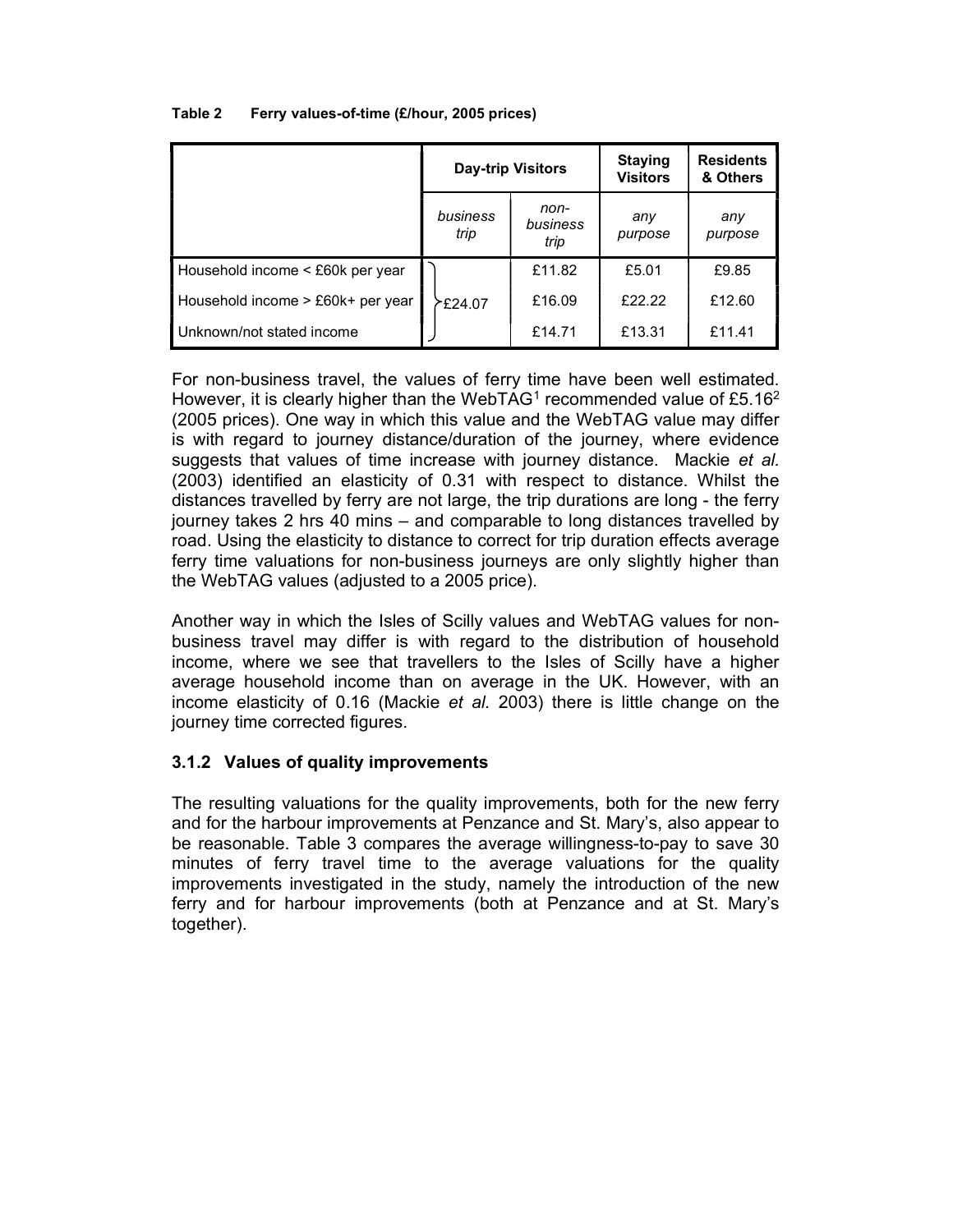**Table 2 Ferry values-of-time (£/hour, 2005 prices)**

| | Day-trip Visitors | | Staying Visitors | Residents & Others |
|---|---|---|---|---|
| | *business trip* | *non-business trip* | *any purpose* | *any purpose* |
| Household income < £60k per year | £24.07 | £11.82 | £5.01 | £9.85 |
| Household income > £60k+ per year | | £16.09 | £22.22 | £12.60 |
| Unknown/not stated income | | £14.71 | £13.31 | £11.41 |

For non-business travel, the values of ferry time have been well estimated. However, it is clearly higher than the WebTAG[1] recommended value of £5.16[2] (2005 prices). One way in which this value and the WebTAG value may differ is with regard to journey distance/duration of the journey, where evidence suggests that values of time increase with journey distance. Mackie *et al.* (2003) identified an elasticity of 0.31 with respect to distance. Whilst the distances travelled by ferry are not large, the trip durations are long - the ferry journey takes 2 hrs 40 mins – and comparable to long distances travelled by road. Using the elasticity to distance to correct for trip duration effects average ferry time valuations for non-business journeys are only slightly higher than the WebTAG values (adjusted to a 2005 price).

Another way in which the Isles of Scilly values and WebTAG values for non-business travel may differ is with regard to the distribution of household income, where we see that travellers to the Isles of Scilly have a higher average household income than on average in the UK. However, with an income elasticity of 0.16 (Mackie *et al.* 2003) there is little change on the journey time corrected figures.

### 3.1.2 Values of quality improvements

The resulting valuations for the quality improvements, both for the new ferry and for the harbour improvements at Penzance and St. Mary's, also appear to be reasonable. Table 3 compares the average willingness-to-pay to save 30 minutes of ferry travel time to the average valuations for the quality improvements investigated in the study, namely the introduction of the new ferry and for harbour improvements (both at Penzance and at St. Mary's together).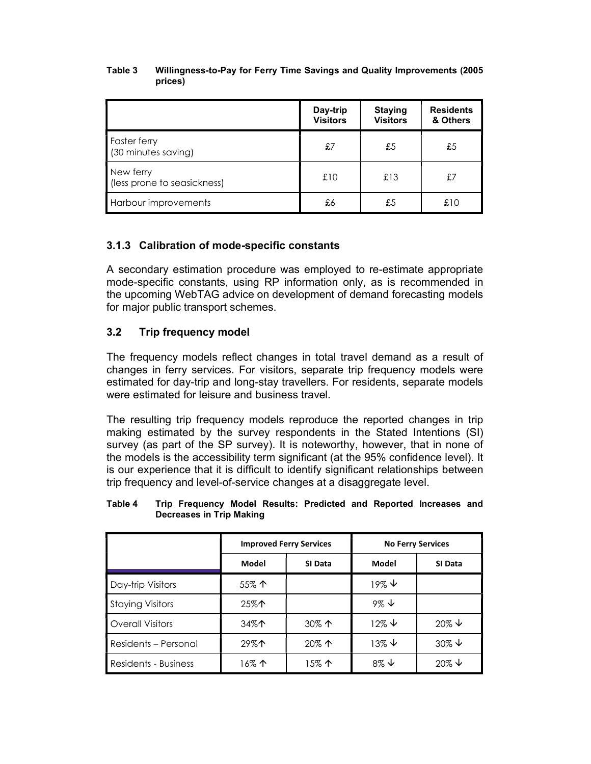**Table 3 Willingness-to-Pay for Ferry Time Savings and Quality Improvements (2005 prices)**

| | Day-trip Visitors | Staying Visitors | Residents & Others |
|---|---|---|---|
| Faster ferry (30 minutes saving) | £7 | £5 | £5 |
| New ferry (less prone to seasickness) | £10 | £13 | £7 |
| Harbour improvements | £6 | £5 | £10 |

### 3.1.3 Calibration of mode-specific constants

A secondary estimation procedure was employed to re-estimate appropriate mode-specific constants, using RP information only, as is recommended in the upcoming WebTAG advice on development of demand forecasting models for major public transport schemes.

## 3.2 Trip frequency model

The frequency models reflect changes in total travel demand as a result of changes in ferry services. For visitors, separate trip frequency models were estimated for day-trip and long-stay travellers. For residents, separate models were estimated for leisure and business travel.

The resulting trip frequency models reproduce the reported changes in trip making estimated by the survey respondents in the Stated Intentions (SI) survey (as part of the SP survey). It is noteworthy, however, that in none of the models is the accessibility term significant (at the 95% confidence level). It is our experience that it is difficult to identify significant relationships between trip frequency and level-of-service changes at a disaggregate level.

**Table 4 Trip Frequency Model Results: Predicted and Reported Increases and Decreases in Trip Making**

| | Improved Ferry Services | | No Ferry Services | |
|---|---|---|---|---|
| | Model | SI Data | Model | SI Data |
| Day-trip Visitors | 55% ↑ | | 19% ↓ | |
| Staying Visitors | 25%↑ | | 9% ↓ | |
| Overall Visitors | 34%↑ | 30% ↑ | 12% ↓ | 20% ↓ |
| Residents – Personal | 29%↑ | 20% ↑ | 13% ↓ | 30% ↓ |
| Residents - Business | 16% ↑ | 15% ↑ | 8% ↓ | 20% ↓ |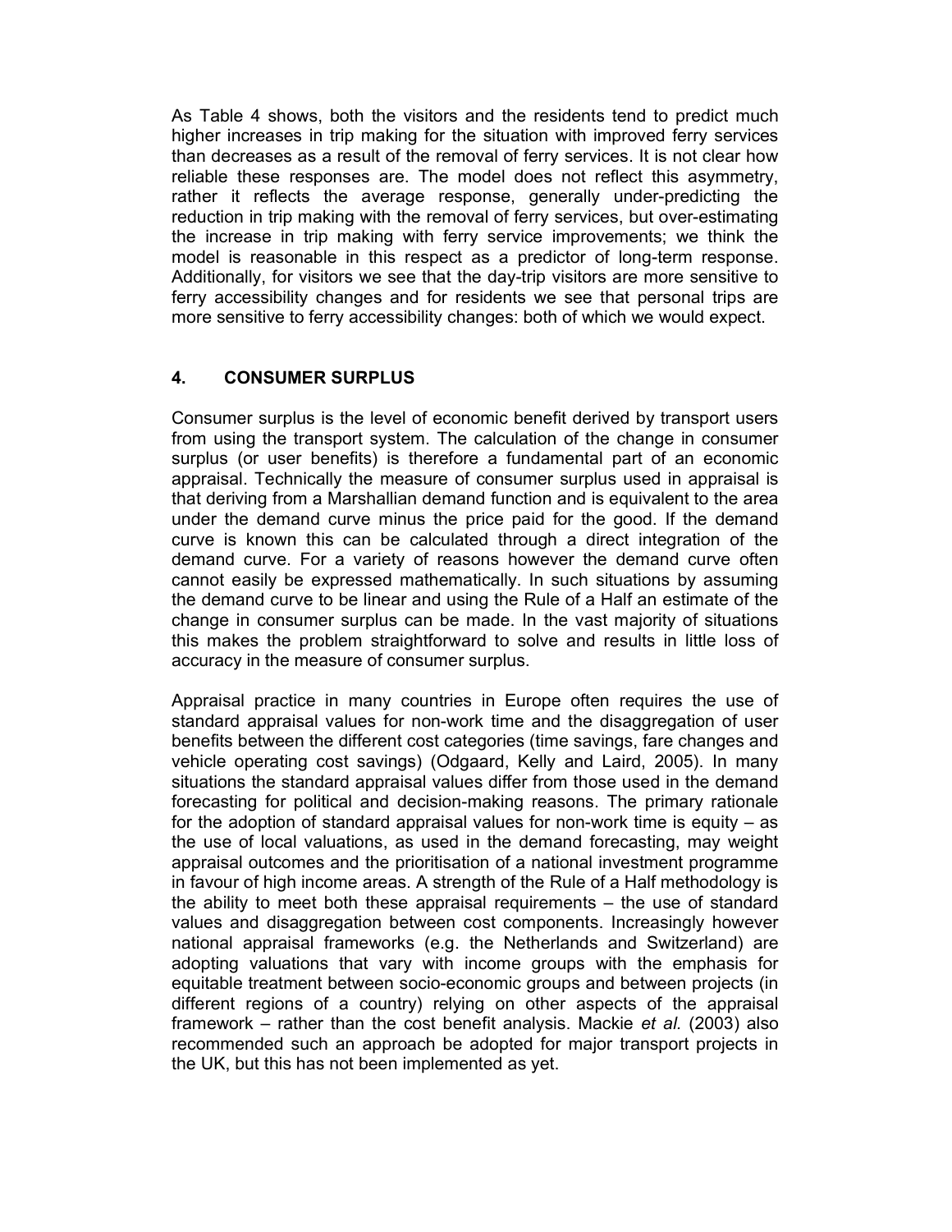As Table 4 shows, both the visitors and the residents tend to predict much higher increases in trip making for the situation with improved ferry services than decreases as a result of the removal of ferry services. It is not clear how reliable these responses are. The model does not reflect this asymmetry, rather it reflects the average response, generally under-predicting the reduction in trip making with the removal of ferry services, but over-estimating the increase in trip making with ferry service improvements; we think the model is reasonable in this respect as a predictor of long-term response. Additionally, for visitors we see that the day-trip visitors are more sensitive to ferry accessibility changes and for residents we see that personal trips are more sensitive to ferry accessibility changes: both of which we would expect.

## 4. CONSUMER SURPLUS

Consumer surplus is the level of economic benefit derived by transport users from using the transport system. The calculation of the change in consumer surplus (or user benefits) is therefore a fundamental part of an economic appraisal. Technically the measure of consumer surplus used in appraisal is that deriving from a Marshallian demand function and is equivalent to the area under the demand curve minus the price paid for the good. If the demand curve is known this can be calculated through a direct integration of the demand curve. For a variety of reasons however the demand curve often cannot easily be expressed mathematically. In such situations by assuming the demand curve to be linear and using the Rule of a Half an estimate of the change in consumer surplus can be made. In the vast majority of situations this makes the problem straightforward to solve and results in little loss of accuracy in the measure of consumer surplus.

Appraisal practice in many countries in Europe often requires the use of standard appraisal values for non-work time and the disaggregation of user benefits between the different cost categories (time savings, fare changes and vehicle operating cost savings) (Odgaard, Kelly and Laird, 2005). In many situations the standard appraisal values differ from those used in the demand forecasting for political and decision-making reasons. The primary rationale for the adoption of standard appraisal values for non-work time is equity – as the use of local valuations, as used in the demand forecasting, may weight appraisal outcomes and the prioritisation of a national investment programme in favour of high income areas. A strength of the Rule of a Half methodology is the ability to meet both these appraisal requirements – the use of standard values and disaggregation between cost components. Increasingly however national appraisal frameworks (e.g. the Netherlands and Switzerland) are adopting valuations that vary with income groups with the emphasis for equitable treatment between socio-economic groups and between projects (in different regions of a country) relying on other aspects of the appraisal framework – rather than the cost benefit analysis. Mackie *et al.* (2003) also recommended such an approach be adopted for major transport projects in the UK, but this has not been implemented as yet.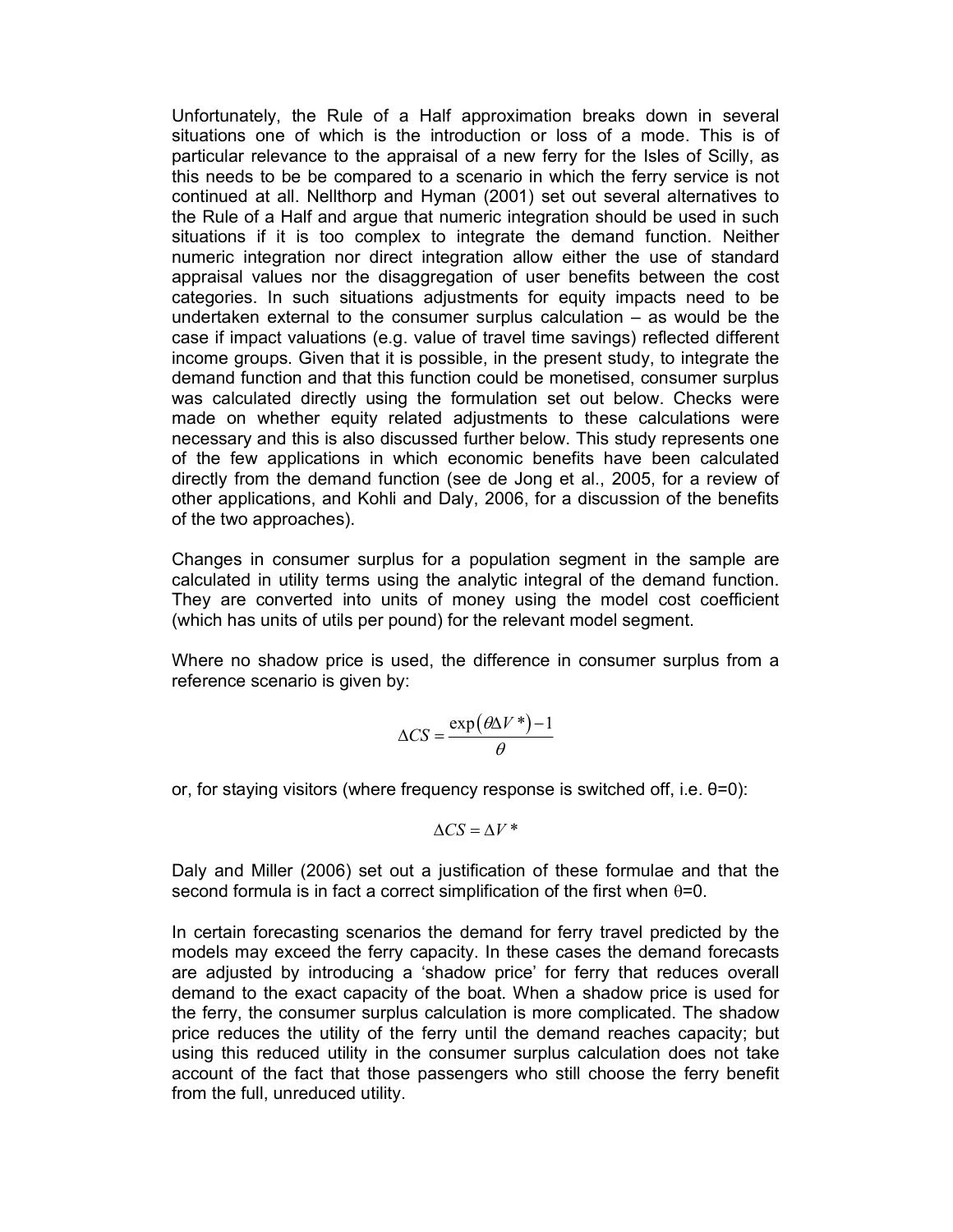Unfortunately, the Rule of a Half approximation breaks down in several situations one of which is the introduction or loss of a mode. This is of particular relevance to the appraisal of a new ferry for the Isles of Scilly, as this needs to be be compared to a scenario in which the ferry service is not continued at all. Nellthorp and Hyman (2001) set out several alternatives to the Rule of a Half and argue that numeric integration should be used in such situations if it is too complex to integrate the demand function. Neither numeric integration nor direct integration allow either the use of standard appraisal values nor the disaggregation of user benefits between the cost categories. In such situations adjustments for equity impacts need to be undertaken external to the consumer surplus calculation – as would be the case if impact valuations (e.g. value of travel time savings) reflected different income groups. Given that it is possible, in the present study, to integrate the demand function and that this function could be monetised, consumer surplus was calculated directly using the formulation set out below. Checks were made on whether equity related adjustments to these calculations were necessary and this is also discussed further below. This study represents one of the few applications in which economic benefits have been calculated directly from the demand function (see de Jong et al., 2005, for a review of other applications, and Kohli and Daly, 2006, for a discussion of the benefits of the two approaches).

Changes in consumer surplus for a population segment in the sample are calculated in utility terms using the analytic integral of the demand function. They are converted into units of money using the model cost coefficient (which has units of utils per pound) for the relevant model segment.

Where no shadow price is used, the difference in consumer surplus from a reference scenario is given by:

$$\Delta CS = \frac{\exp(\theta \Delta V^*) - 1}{\theta}$$

or, for staying visitors (where frequency response is switched off, i.e. $\theta$=0):

$$\Delta CS = \Delta V^*$$

Daly and Miller (2006) set out a justification of these formulae and that the second formula is in fact a correct simplification of the first when $\theta$=0.

In certain forecasting scenarios the demand for ferry travel predicted by the models may exceed the ferry capacity. In these cases the demand forecasts are adjusted by introducing a 'shadow price' for ferry that reduces overall demand to the exact capacity of the boat. When a shadow price is used for the ferry, the consumer surplus calculation is more complicated. The shadow price reduces the utility of the ferry until the demand reaches capacity; but using this reduced utility in the consumer surplus calculation does not take account of the fact that those passengers who still choose the ferry benefit from the full, unreduced utility.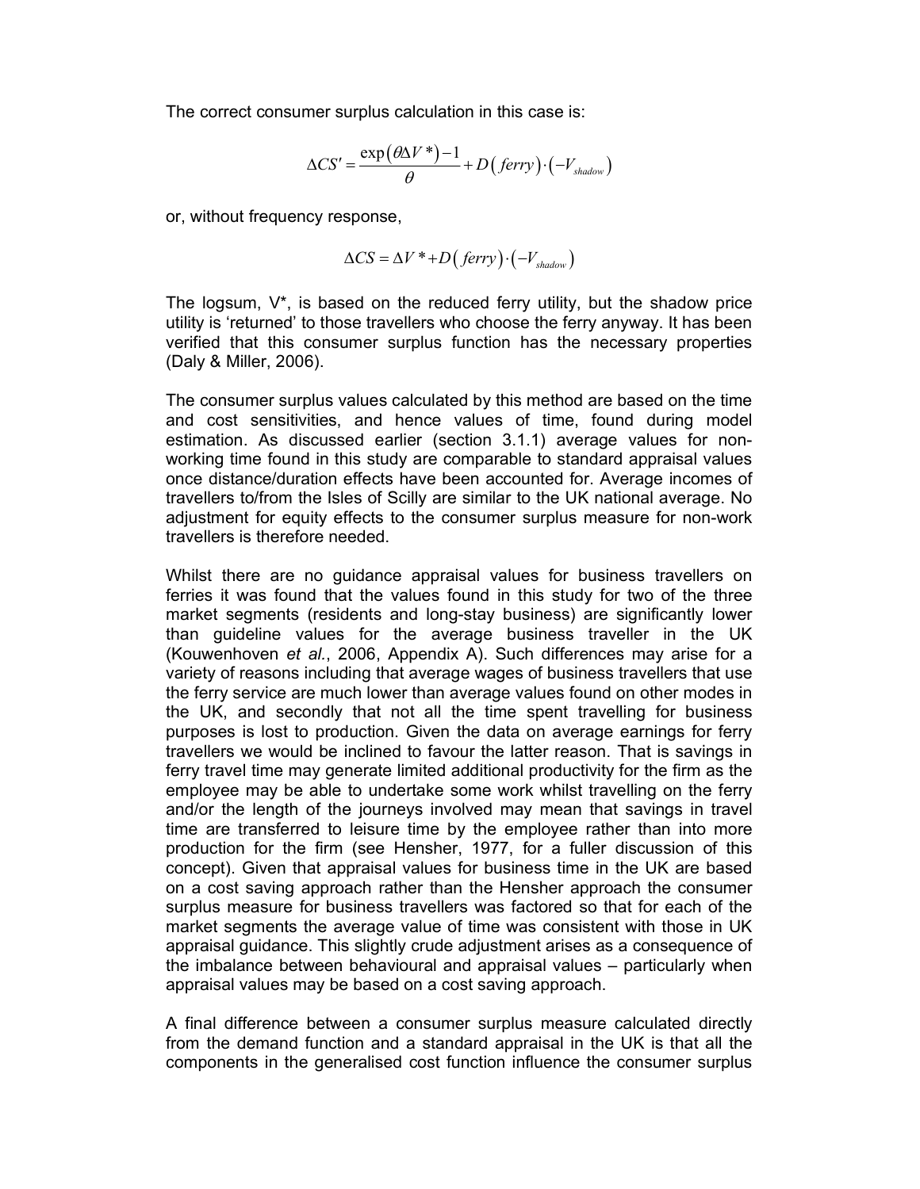The correct consumer surplus calculation in this case is:

$$\Delta CS' = \frac{\exp(\theta \Delta V^*) - 1}{\theta} + D(ferry) \cdot (-V_{shadow})$$

or, without frequency response,

$$\Delta CS = \Delta V^* + D(ferry) \cdot (-V_{shadow})$$

The logsum, $V^*$, is based on the reduced ferry utility, but the shadow price utility is 'returned' to those travellers who choose the ferry anyway. It has been verified that this consumer surplus function has the necessary properties (Daly & Miller, 2006).

The consumer surplus values calculated by this method are based on the time and cost sensitivities, and hence values of time, found during model estimation. As discussed earlier (section 3.1.1) average values for non-working time found in this study are comparable to standard appraisal values once distance/duration effects have been accounted for. Average incomes of travellers to/from the Isles of Scilly are similar to the UK national average. No adjustment for equity effects to the consumer surplus measure for non-work travellers is therefore needed.

Whilst there are no guidance appraisal values for business travellers on ferries it was found that the values found in this study for two of the three market segments (residents and long-stay business) are significantly lower than guideline values for the average business traveller in the UK (Kouwenhoven *et al.*, 2006, Appendix A). Such differences may arise for a variety of reasons including that average wages of business travellers that use the ferry service are much lower than average values found on other modes in the UK, and secondly that not all the time spent travelling for business purposes is lost to production. Given the data on average earnings for ferry travellers we would be inclined to favour the latter reason. That is savings in ferry travel time may generate limited additional productivity for the firm as the employee may be able to undertake some work whilst travelling on the ferry and/or the length of the journeys involved may mean that savings in travel time are transferred to leisure time by the employee rather than into more production for the firm (see Hensher, 1977, for a fuller discussion of this concept). Given that appraisal values for business time in the UK are based on a cost saving approach rather than the Hensher approach the consumer surplus measure for business travellers was factored so that for each of the market segments the average value of time was consistent with those in UK appraisal guidance. This slightly crude adjustment arises as a consequence of the imbalance between behavioural and appraisal values – particularly when appraisal values may be based on a cost saving approach.

A final difference between a consumer surplus measure calculated directly from the demand function and a standard appraisal in the UK is that all the components in the generalised cost function influence the consumer surplus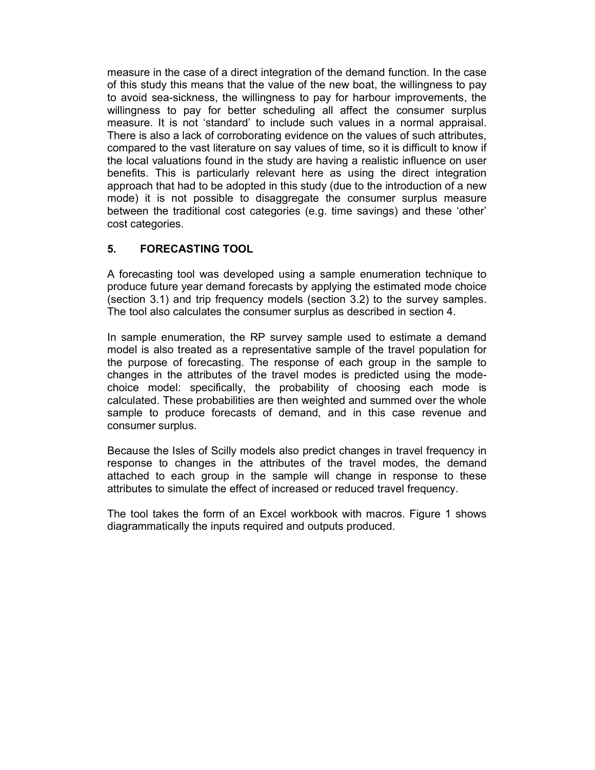measure in the case of a direct integration of the demand function. In the case of this study this means that the value of the new boat, the willingness to pay to avoid sea-sickness, the willingness to pay for harbour improvements, the willingness to pay for better scheduling all affect the consumer surplus measure. It is not 'standard' to include such values in a normal appraisal. There is also a lack of corroborating evidence on the values of such attributes, compared to the vast literature on say values of time, so it is difficult to know if the local valuations found in the study are having a realistic influence on user benefits. This is particularly relevant here as using the direct integration approach that had to be adopted in this study (due to the introduction of a new mode) it is not possible to disaggregate the consumer surplus measure between the traditional cost categories (e.g. time savings) and these 'other' cost categories.

## 5. FORECASTING TOOL

A forecasting tool was developed using a sample enumeration technique to produce future year demand forecasts by applying the estimated mode choice (section 3.1) and trip frequency models (section 3.2) to the survey samples. The tool also calculates the consumer surplus as described in section 4.

In sample enumeration, the RP survey sample used to estimate a demand model is also treated as a representative sample of the travel population for the purpose of forecasting. The response of each group in the sample to changes in the attributes of the travel modes is predicted using the mode-choice model: specifically, the probability of choosing each mode is calculated. These probabilities are then weighted and summed over the whole sample to produce forecasts of demand, and in this case revenue and consumer surplus.

Because the Isles of Scilly models also predict changes in travel frequency in response to changes in the attributes of the travel modes, the demand attached to each group in the sample will change in response to these attributes to simulate the effect of increased or reduced travel frequency.

The tool takes the form of an Excel workbook with macros. Figure 1 shows diagrammatically the inputs required and outputs produced.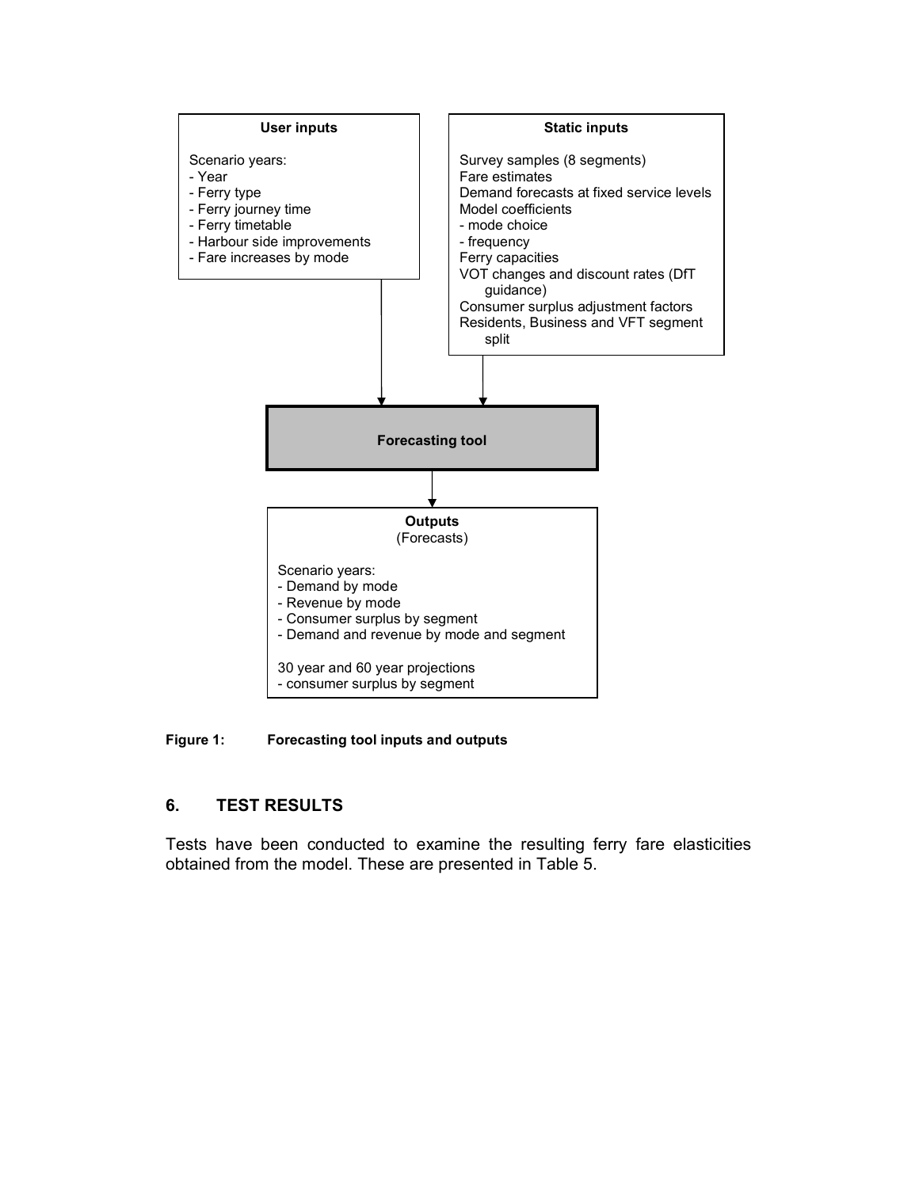**User inputs**

Scenario years:
- Year
- Ferry type
- Ferry journey time
- Ferry timetable
- Harbour side improvements
- Fare increases by mode

**Static inputs**

Survey samples (8 segments)
Fare estimates
Demand forecasts at fixed service levels
Model coefficients
- mode choice
- frequency
Ferry capacities
VOT changes and discount rates (DfT guidance)
Consumer surplus adjustment factors
Residents, Business and VFT segment split

**Forecasting tool**

**Outputs**
(Forecasts)

Scenario years:
- Demand by mode
- Revenue by mode
- Consumer surplus by segment
- Demand and revenue by mode and segment

30 year and 60 year projections
- consumer surplus by segment

**Figure 1: Forecasting tool inputs and outputs**

## 6. TEST RESULTS

Tests have been conducted to examine the resulting ferry fare elasticities obtained from the model. These are presented in Table 5.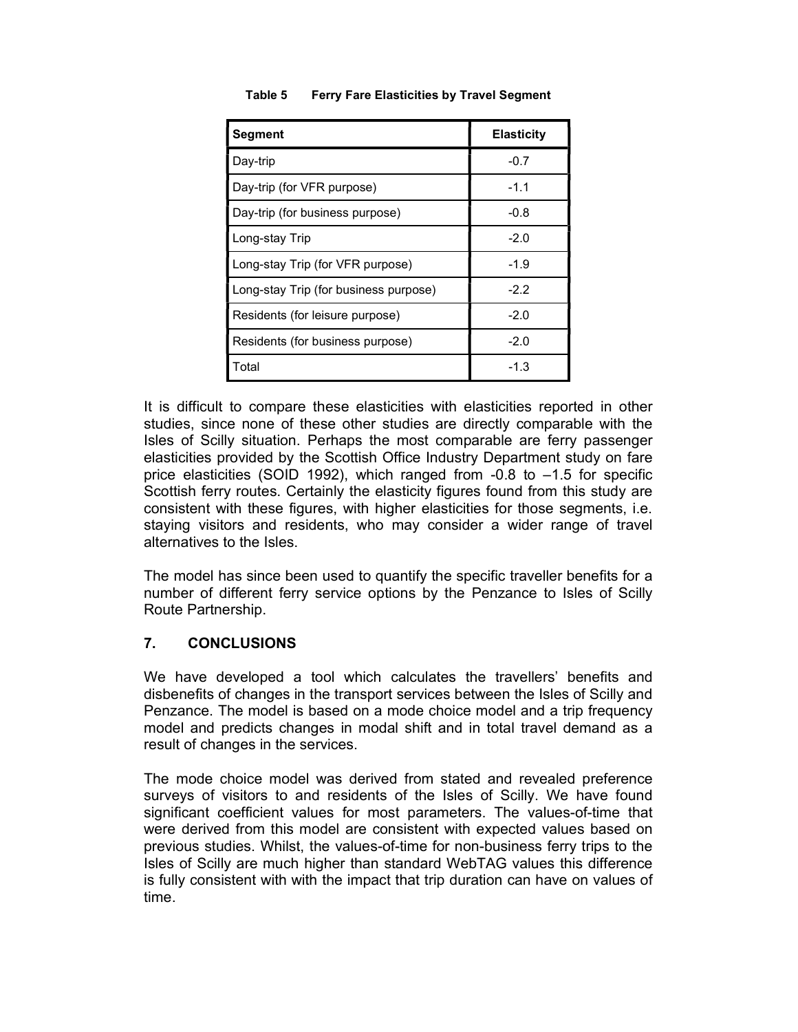**Table 5 Ferry Fare Elasticities by Travel Segment**

| Segment | Elasticity |
|---|---|
| Day-trip | -0.7 |
| Day-trip (for VFR purpose) | -1.1 |
| Day-trip (for business purpose) | -0.8 |
| Long-stay Trip | -2.0 |
| Long-stay Trip (for VFR purpose) | -1.9 |
| Long-stay Trip (for business purpose) | -2.2 |
| Residents (for leisure purpose) | -2.0 |
| Residents (for business purpose) | -2.0 |
| Total | -1.3 |

It is difficult to compare these elasticities with elasticities reported in other studies, since none of these other studies are directly comparable with the Isles of Scilly situation. Perhaps the most comparable are ferry passenger elasticities provided by the Scottish Office Industry Department study on fare price elasticities (SOID 1992), which ranged from -0.8 to –1.5 for specific Scottish ferry routes. Certainly the elasticity figures found from this study are consistent with these figures, with higher elasticities for those segments, i.e. staying visitors and residents, who may consider a wider range of travel alternatives to the Isles.

The model has since been used to quantify the specific traveller benefits for a number of different ferry service options by the Penzance to Isles of Scilly Route Partnership.

## 7. CONCLUSIONS

We have developed a tool which calculates the travellers' benefits and disbenefits of changes in the transport services between the Isles of Scilly and Penzance. The model is based on a mode choice model and a trip frequency model and predicts changes in modal shift and in total travel demand as a result of changes in the services.

The mode choice model was derived from stated and revealed preference surveys of visitors to and residents of the Isles of Scilly. We have found significant coefficient values for most parameters. The values-of-time that were derived from this model are consistent with expected values based on previous studies. Whilst, the values-of-time for non-business ferry trips to the Isles of Scilly are much higher than standard WebTAG values this difference is fully consistent with with the impact that trip duration can have on values of time.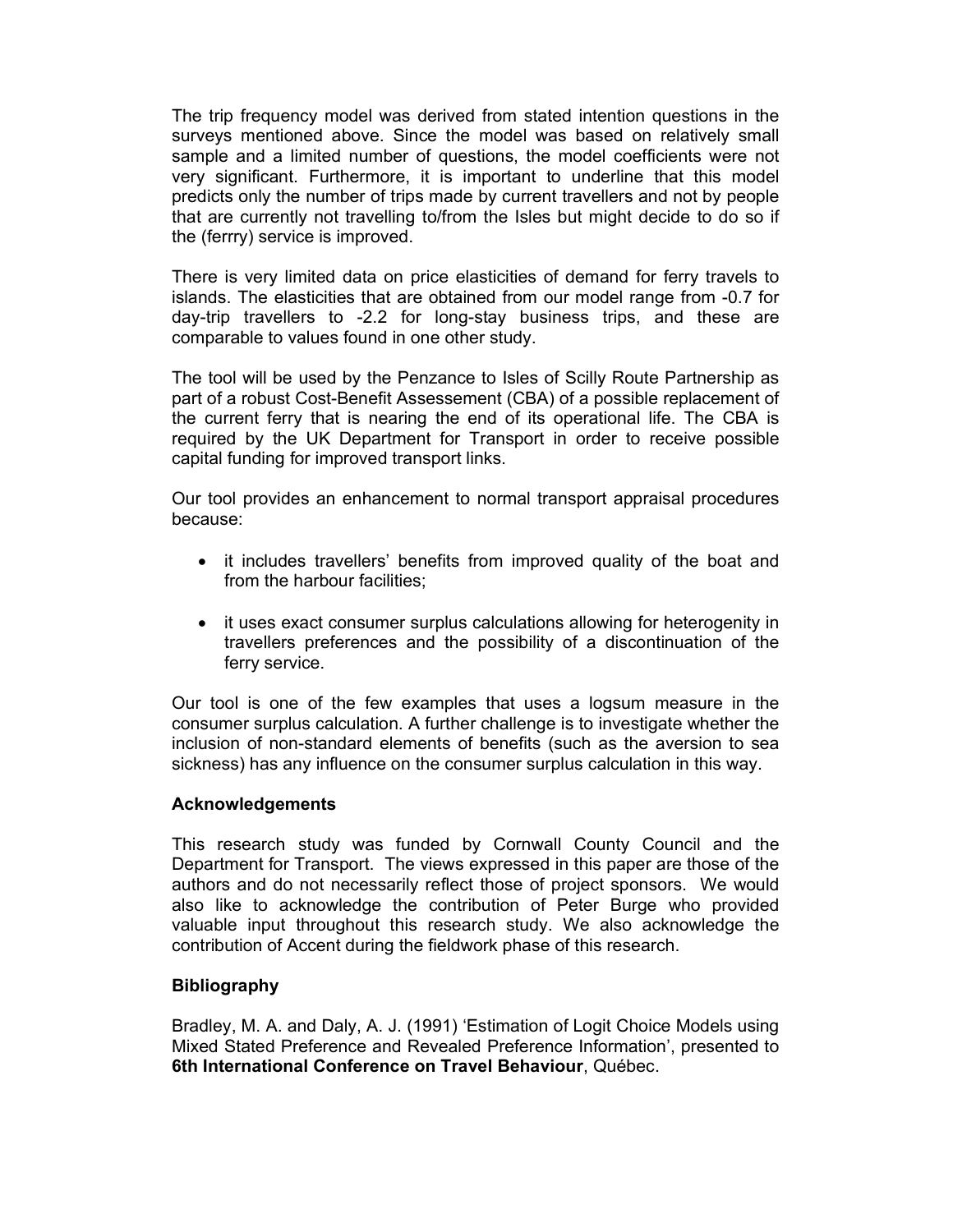The trip frequency model was derived from stated intention questions in the surveys mentioned above. Since the model was based on relatively small sample and a limited number of questions, the model coefficients were not very significant. Furthermore, it is important to underline that this model predicts only the number of trips made by current travellers and not by people that are currently not travelling to/from the Isles but might decide to do so if the (ferrry) service is improved.

There is very limited data on price elasticities of demand for ferry travels to islands. The elasticities that are obtained from our model range from -0.7 for day-trip travellers to -2.2 for long-stay business trips, and these are comparable to values found in one other study.

The tool will be used by the Penzance to Isles of Scilly Route Partnership as part of a robust Cost-Benefit Assessement (CBA) of a possible replacement of the current ferry that is nearing the end of its operational life. The CBA is required by the UK Department for Transport in order to receive possible capital funding for improved transport links.

Our tool provides an enhancement to normal transport appraisal procedures because:

- it includes travellers' benefits from improved quality of the boat and from the harbour facilities;
- it uses exact consumer surplus calculations allowing for heterogenity in travellers preferences and the possibility of a discontinuation of the ferry service.

Our tool is one of the few examples that uses a logsum measure in the consumer surplus calculation. A further challenge is to investigate whether the inclusion of non-standard elements of benefits (such as the aversion to sea sickness) has any influence on the consumer surplus calculation in this way.

### Acknowledgements

This research study was funded by Cornwall County Council and the Department for Transport. The views expressed in this paper are those of the authors and do not necessarily reflect those of project sponsors. We would also like to acknowledge the contribution of Peter Burge who provided valuable input throughout this research study. We also acknowledge the contribution of Accent during the fieldwork phase of this research.

### Bibliography

Bradley, M. A. and Daly, A. J. (1991) 'Estimation of Logit Choice Models using Mixed Stated Preference and Revealed Preference Information', presented to **6th International Conference on Travel Behaviour**, Québec.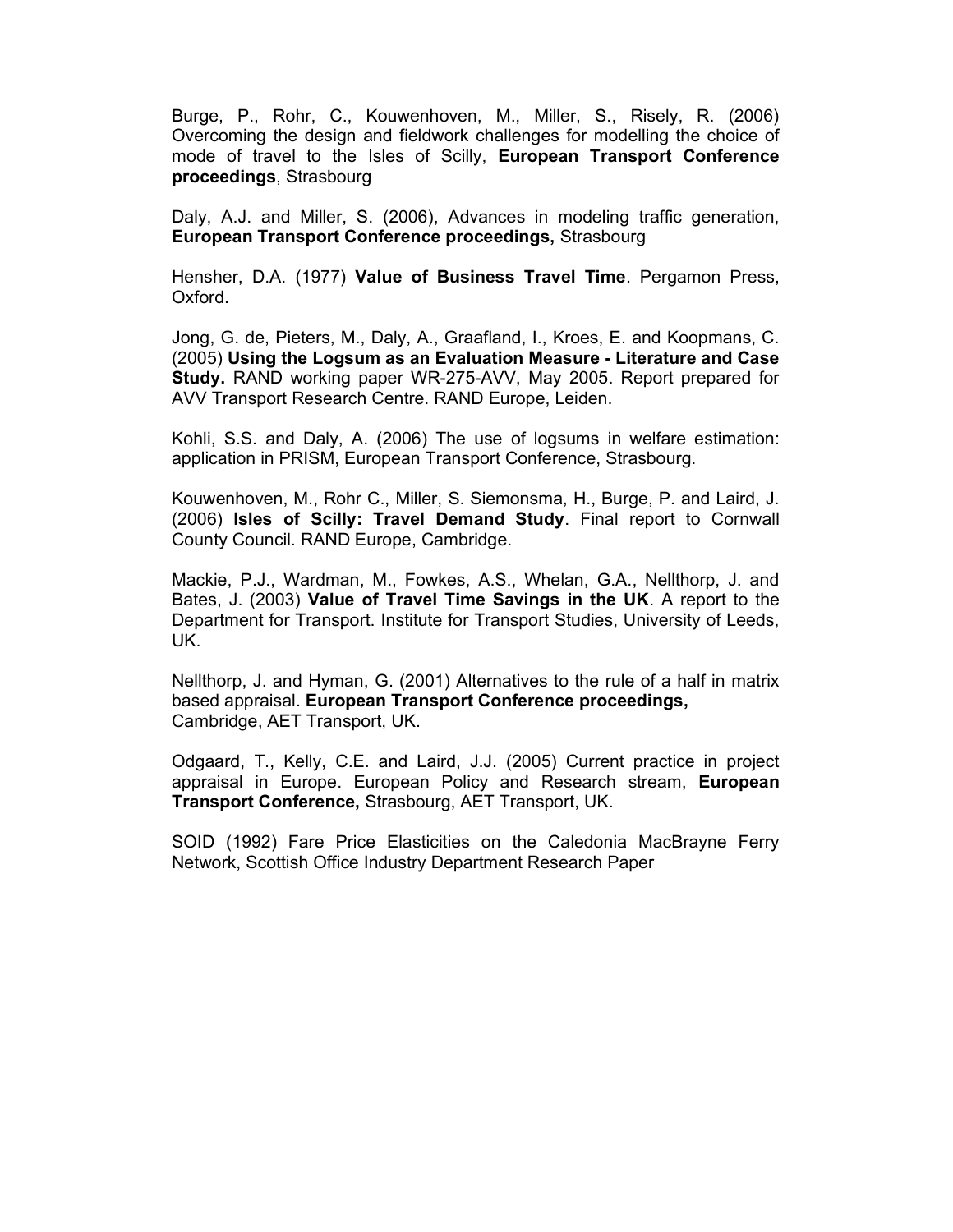Burge, P., Rohr, C., Kouwenhoven, M., Miller, S., Risely, R. (2006) Overcoming the design and fieldwork challenges for modelling the choice of mode of travel to the Isles of Scilly, **European Transport Conference proceedings**, Strasbourg

Daly, A.J. and Miller, S. (2006), Advances in modeling traffic generation, **European Transport Conference proceedings,** Strasbourg

Hensher, D.A. (1977) **Value of Business Travel Time**. Pergamon Press, Oxford.

Jong, G. de, Pieters, M., Daly, A., Graafland, I., Kroes, E. and Koopmans, C. (2005) **Using the Logsum as an Evaluation Measure - Literature and Case Study.** RAND working paper WR-275-AVV, May 2005. Report prepared for AVV Transport Research Centre. RAND Europe, Leiden.

Kohli, S.S. and Daly, A. (2006) The use of logsums in welfare estimation: application in PRISM, European Transport Conference, Strasbourg.

Kouwenhoven, M., Rohr C., Miller, S. Siemonsma, H., Burge, P. and Laird, J. (2006) **Isles of Scilly: Travel Demand Study**. Final report to Cornwall County Council. RAND Europe, Cambridge.

Mackie, P.J., Wardman, M., Fowkes, A.S., Whelan, G.A., Nellthorp, J. and Bates, J. (2003) **Value of Travel Time Savings in the UK**. A report to the Department for Transport. Institute for Transport Studies, University of Leeds, UK.

Nellthorp, J. and Hyman, G. (2001) Alternatives to the rule of a half in matrix based appraisal. **European Transport Conference proceedings,** Cambridge, AET Transport, UK.

Odgaard, T., Kelly, C.E. and Laird, J.J. (2005) Current practice in project appraisal in Europe. European Policy and Research stream, **European Transport Conference,** Strasbourg, AET Transport, UK.

SOID (1992) Fare Price Elasticities on the Caledonia MacBrayne Ferry Network, Scottish Office Industry Department Research Paper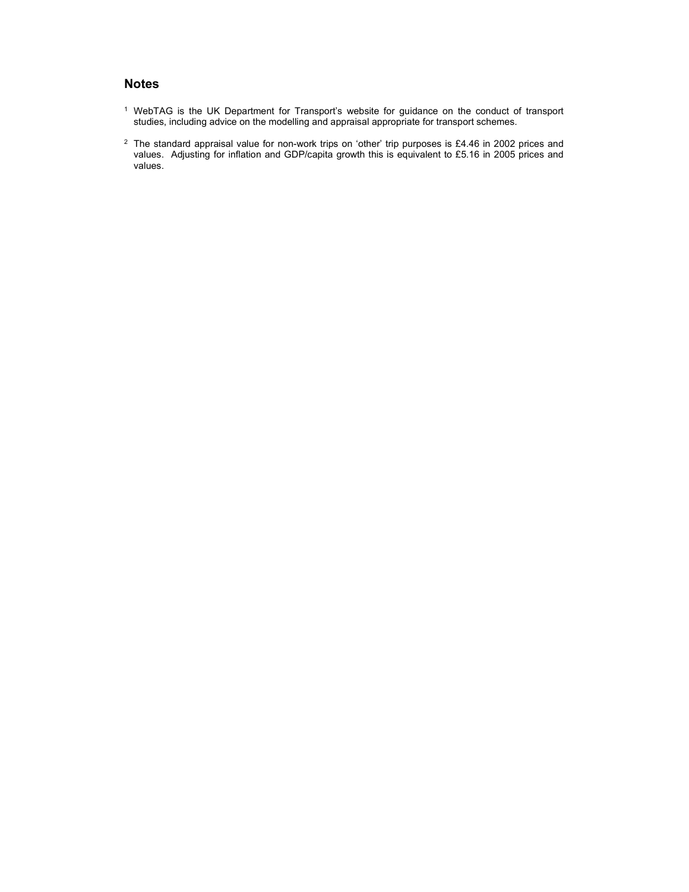## Notes

[1] WebTAG is the UK Department for Transport's website for guidance on the conduct of transport studies, including advice on the modelling and appraisal appropriate for transport schemes.

[2] The standard appraisal value for non-work trips on 'other' trip purposes is £4.46 in 2002 prices and values. Adjusting for inflation and GDP/capita growth this is equivalent to £5.16 in 2005 prices and values.